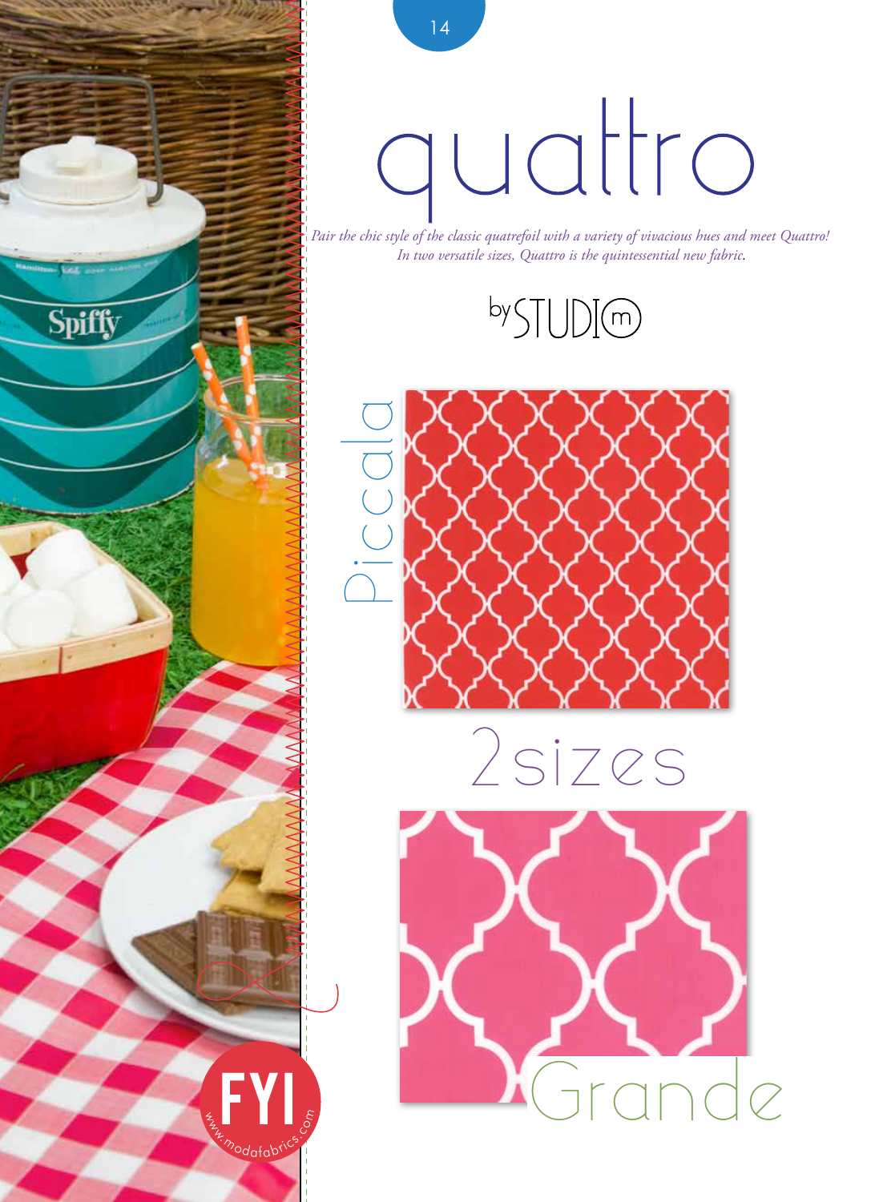# quattro

*Pair the chic style of the classic quatrefoil with a variety of vivacious hues and meet Quattro! In two versatile sizes, Quattro is the quintessential new fabric.*

by STUDIO m

Piccola

2 sizes

Grande

FYI

www.modafabrics.com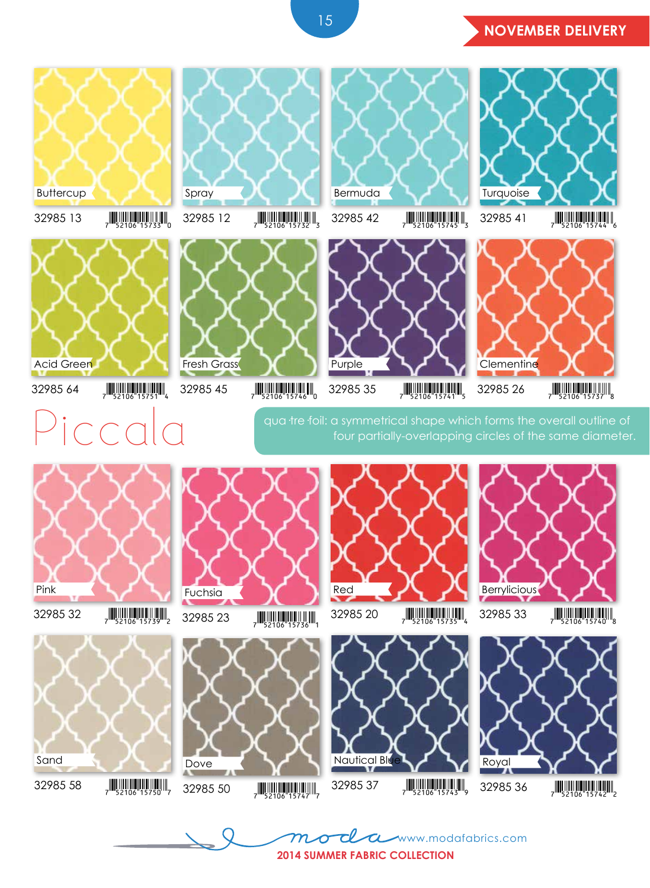**NOVEMBER DELIVERY**

# Piccala

qua·tre·foil: a symmetrical shape which forms the overall outline of four partially-overlapping circles of the same diameter.

| Color | Item # | UPC |
| --- | --- | --- |
| Buttercup | 32985 13 | 7 52106 15733 0 |
| Spray | 32985 12 | 7 52106 15732 3 |
| Bermuda | 32985 42 | 7 52106 15745 3 |
| Turquoise | 32985 41 | 7 52106 15744 6 |
| Acid Green | 32985 64 | 7 52106 15751 4 |
| Fresh Grass | 32985 45 | 7 52106 15746 0 |
| Purple | 32985 35 | 7 52106 15741 5 |
| Clementine | 32985 26 | 7 52106 15737 8 |
| Pink | 32985 32 | 7 52106 15739 2 |
| Fuchsia | 32985 23 | 7 52106 15736 1 |
| Red | 32985 20 | 7 52106 15735 4 |
| Berrylicious | 32985 33 | 7 52106 15740 8 |
| Sand | 32985 58 | 7 52106 15750 7 |
| Dove | 32985 50 | 7 52106 15747 7 |
| Nautical Blue | 32985 37 | 7 52106 15743 9 |
| Royal | 32985 36 | 7 52106 15742 2 |

moda www.modafabrics.com

**2014 SUMMER FABRIC COLLECTION**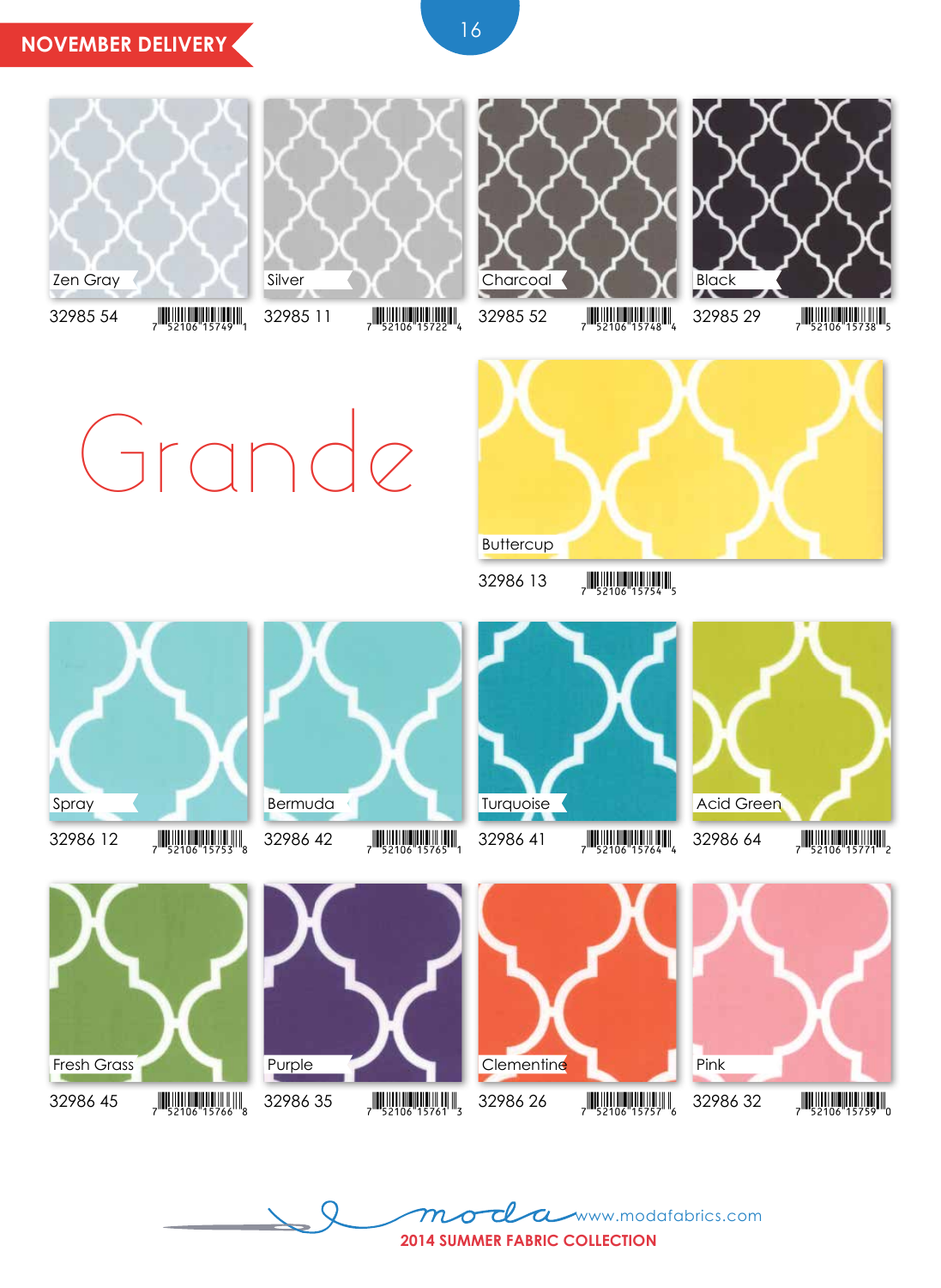NOVEMBER DELIVERY

# Grande

| Color | Item Number | UPC |
| --- | --- | --- |
| Zen Gray | 32985 54 | 7 52106 15749 1 |
| Silver | 32985 11 | 7 52106 15722 4 |
| Charcoal | 32985 52 | 7 52106 15748 4 |
| Black | 32985 29 | 7 52106 15738 5 |
| Buttercup | 32986 13 | 7 52106 15754 5 |
| Spray | 32986 12 | 7 52106 15753 8 |
| Bermuda | 32986 42 | 7 52106 15765 1 |
| Turquoise | 32986 41 | 7 52106 15764 4 |
| Acid Green | 32986 64 | 7 52106 15771 2 |
| Fresh Grass | 32986 45 | 7 52106 15766 8 |
| Purple | 32986 35 | 7 52106 15761 3 |
| Clementine | 32986 26 | 7 52106 15757 6 |
| Pink | 32986 32 | 7 52106 15759 0 |

moda www.modafabrics.com

2014 SUMMER FABRIC COLLECTION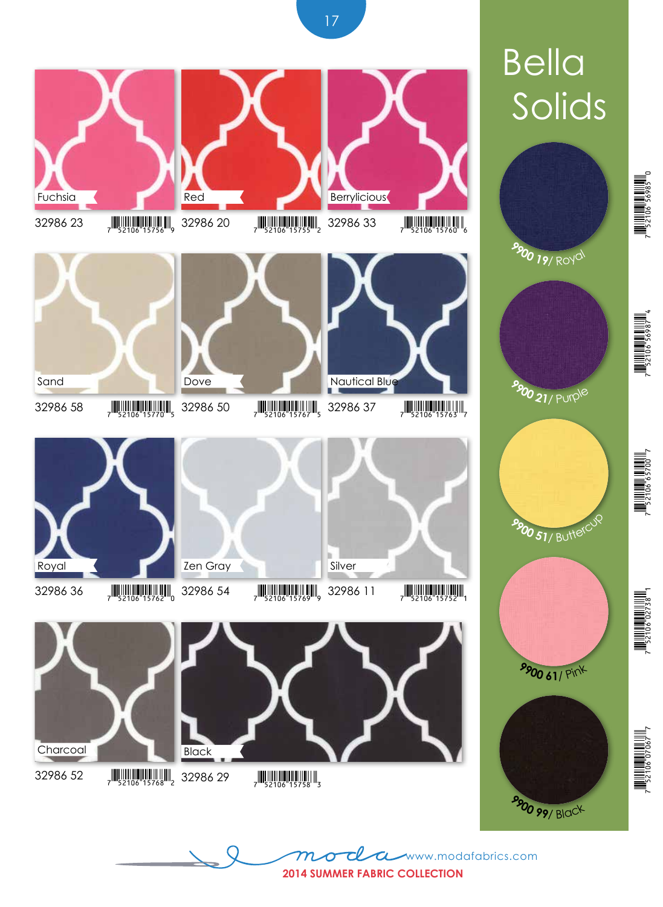| Color | Item # | Barcode |
| --- | --- | --- |
| Fuchsia | 32986 23 | 7 52106 15756 9 |
| Red | 32986 20 | 7 52106 15755 2 |
| Berrylicious | 32986 33 | 7 52106 15760 6 |
| Sand | 32986 58 | 7 52106 15770 5 |
| Dove | 32986 50 | 7 52106 15767 5 |
| Nautical Blue | 32986 37 | 7 52106 15763 7 |
| Royal | 32986 36 | 7 52106 15762 0 |
| Zen Gray | 32986 54 | 7 52106 15769 9 |
| Silver | 32986 11 | 7 52106 15752 1 |
| Charcoal | 32986 52 | 7 52106 15768 2 |
| Black | 32986 29 | 7 52106 15758 3 |

# Bella Solids

| Item # / Color | Barcode |
| --- | --- |
| 9900 19 / Royal | 7 52106 56985 0 |
| 9900 21 / Purple | 7 52106 56987 4 |
| 9900 51 / Buttercup | 7 52106 65700 7 |
| 9900 61 / Pink | 7 52106 02738 1 |
| 9900 99 / Black | 7 52106 07067 7 |

moda www.modafabrics.com

2014 SUMMER FABRIC COLLECTION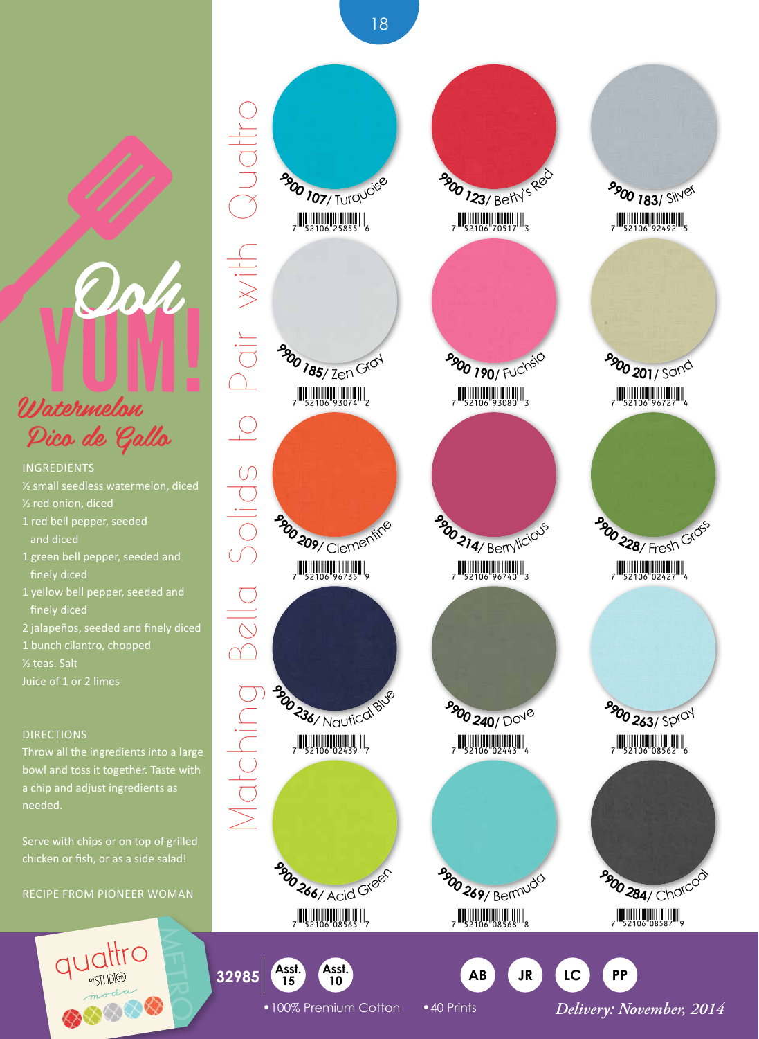# Ooh YUM!

## Watermelon Pico de Gallo

INGREDIENTS

½ small seedless watermelon, diced
½ red onion, diced
1 red bell pepper, seeded and diced
1 green bell pepper, seeded and finely diced
1 yellow bell pepper, seeded and finely diced
2 jalapeños, seeded and finely diced
1 bunch cilantro, chopped
½ teas. Salt
Juice of 1 or 2 limes

DIRECTIONS

Throw all the ingredients into a large bowl and toss it together. Taste with a chip and adjust ingredients as needed.

Serve with chips or on top of grilled chicken or fish, or as a side salad!

RECIPE FROM PIONEER WOMAN

## Matching Bella Solids to Pair with Quattro

9900 107/ Turquoise
7 52106 25855 6

9900 123/ Betty's Red
7 52106 70517 3

9900 183/ Silver
7 52106 92492 5

9900 185/ Zen Gray
7 52106 93074 2

9900 190/ Fuchsia
7 52106 93080 3

9900 201/ Sand
7 52106 96727 4

9900 209/ Clementine
7 52106 96735 9

9900 214/ Berrylicious
7 52106 96740 3

9900 228/ Fresh Grass
7 52106 02427 4

9900 236/ Nautical Blue
7 52106 02439 7

9900 240/ Dove
7 52106 02443 4

9900 263/ Spray
7 52106 08562 6

9900 266/ Acid Green
7 52106 08565 7

9900 269/ Bermuda
7 52106 08568 8

9900 284/ Charcoal
7 52106 08587 9

quattro by STUDIO M moda METRO

32985 Asst. 15 Asst. 10

AB JR LC PP

• 100% Premium Cotton
• 40 Prints

*Delivery: November, 2014*